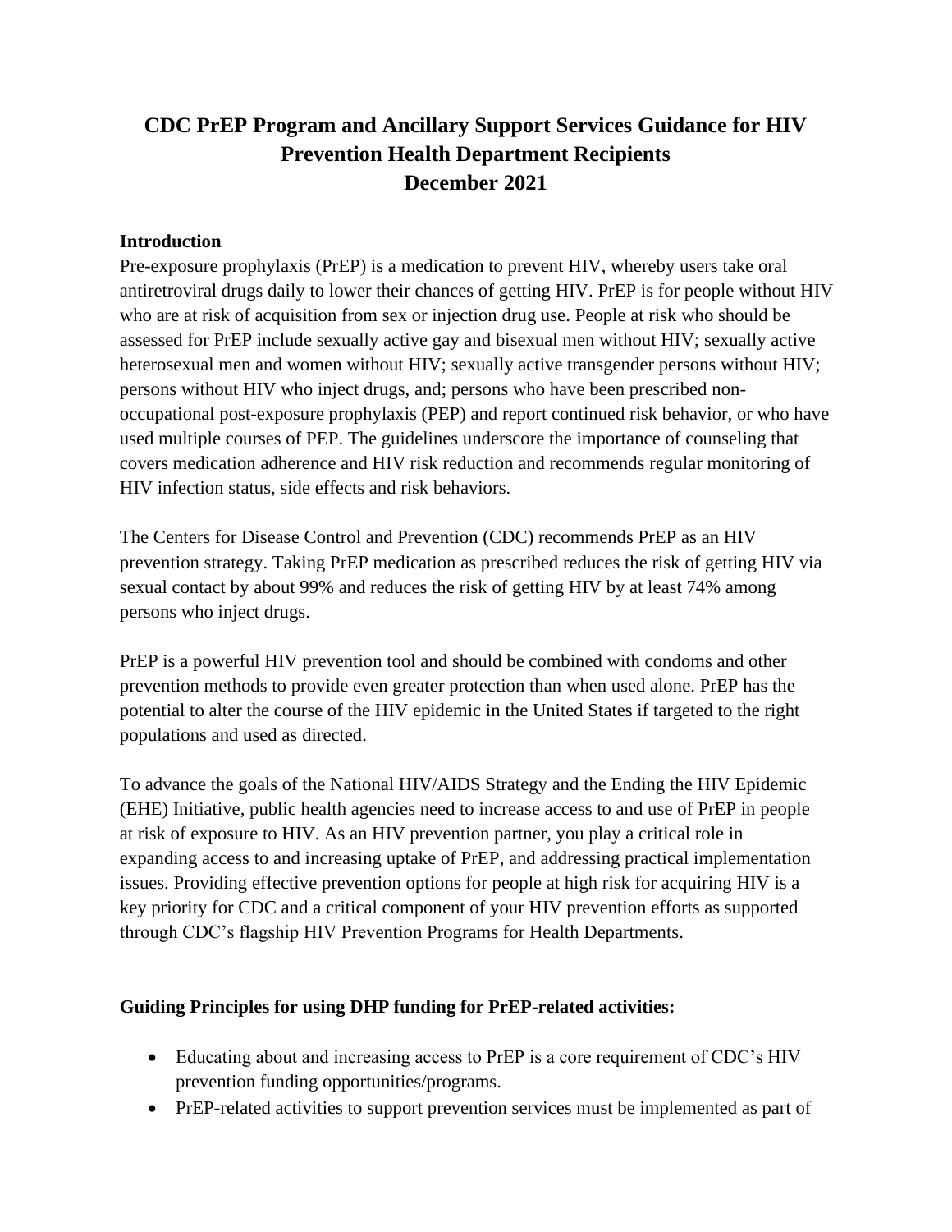# CDC PrEP Program and Ancillary Support Services Guidance for HIV Prevention Health Department Recipients
# December 2021

## Introduction

Pre-exposure prophylaxis (PrEP) is a medication to prevent HIV, whereby users take oral antiretroviral drugs daily to lower their chances of getting HIV. PrEP is for people without HIV who are at risk of acquisition from sex or injection drug use. People at risk who should be assessed for PrEP include sexually active gay and bisexual men without HIV; sexually active heterosexual men and women without HIV; sexually active transgender persons without HIV; persons without HIV who inject drugs, and; persons who have been prescribed non-occupational post-exposure prophylaxis (PEP) and report continued risk behavior, or who have used multiple courses of PEP. The guidelines underscore the importance of counseling that covers medication adherence and HIV risk reduction and recommends regular monitoring of HIV infection status, side effects and risk behaviors.

The Centers for Disease Control and Prevention (CDC) recommends PrEP as an HIV prevention strategy. Taking PrEP medication as prescribed reduces the risk of getting HIV via sexual contact by about 99% and reduces the risk of getting HIV by at least 74% among persons who inject drugs.

PrEP is a powerful HIV prevention tool and should be combined with condoms and other prevention methods to provide even greater protection than when used alone. PrEP has the potential to alter the course of the HIV epidemic in the United States if targeted to the right populations and used as directed.

To advance the goals of the National HIV/AIDS Strategy and the Ending the HIV Epidemic (EHE) Initiative, public health agencies need to increase access to and use of PrEP in people at risk of exposure to HIV. As an HIV prevention partner, you play a critical role in expanding access to and increasing uptake of PrEP, and addressing practical implementation issues. Providing effective prevention options for people at high risk for acquiring HIV is a key priority for CDC and a critical component of your HIV prevention efforts as supported through CDC's flagship HIV Prevention Programs for Health Departments.

## Guiding Principles for using DHP funding for PrEP-related activities:

- Educating about and increasing access to PrEP is a core requirement of CDC's HIV prevention funding opportunities/programs.
- PrEP-related activities to support prevention services must be implemented as part of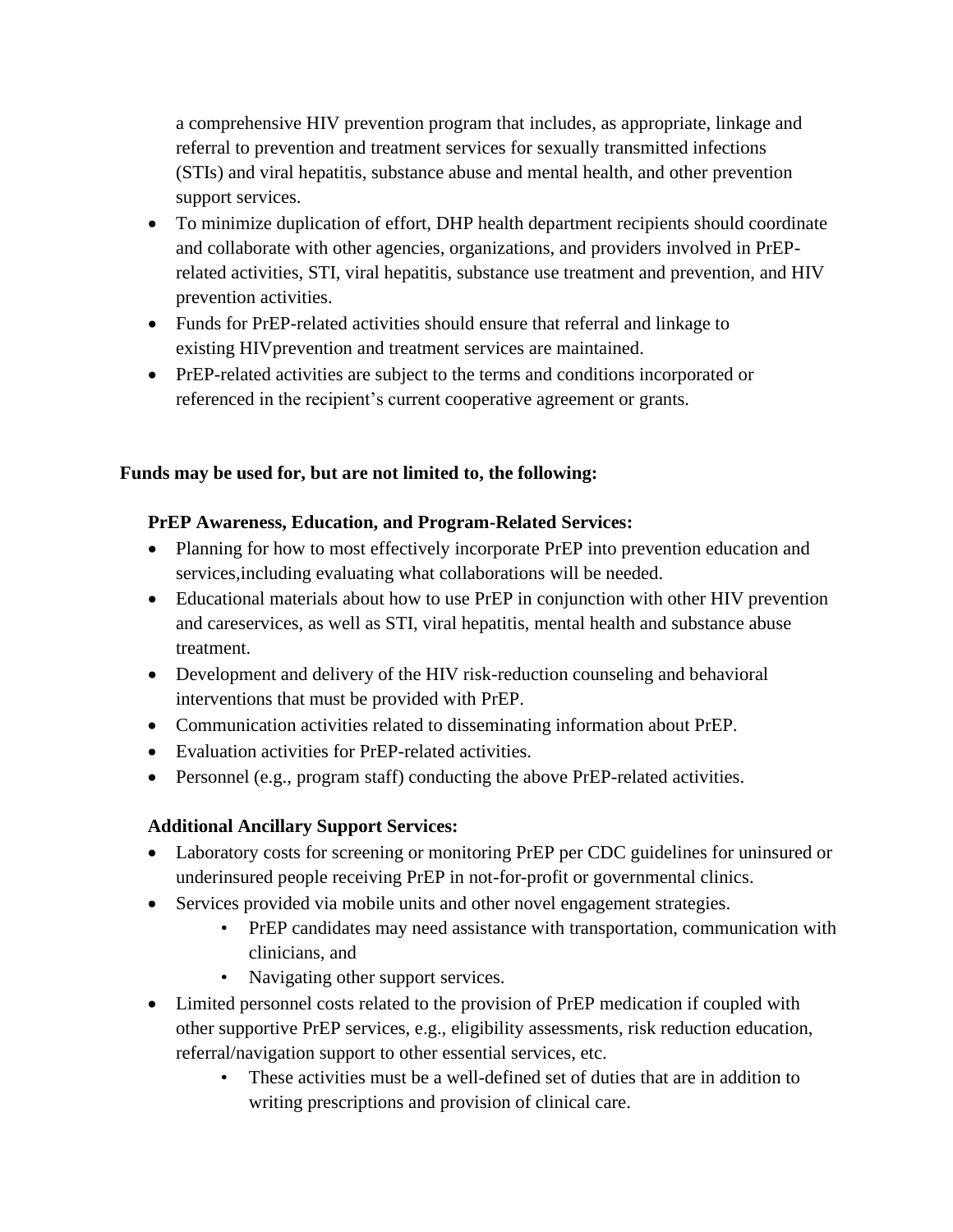a comprehensive HIV prevention program that includes, as appropriate, linkage and referral to prevention and treatment services for sexually transmitted infections (STIs) and viral hepatitis, substance abuse and mental health, and other prevention support services.

- To minimize duplication of effort, DHP health department recipients should coordinate and collaborate with other agencies, organizations, and providers involved in PrEP-related activities, STI, viral hepatitis, substance use treatment and prevention, and HIV prevention activities.
- Funds for PrEP-related activities should ensure that referral and linkage to existing HIVprevention and treatment services are maintained.
- PrEP-related activities are subject to the terms and conditions incorporated or referenced in the recipient's current cooperative agreement or grants.

**Funds may be used for, but are not limited to, the following:**

**PrEP Awareness, Education, and Program-Related Services:**

- Planning for how to most effectively incorporate PrEP into prevention education and services,including evaluating what collaborations will be needed.
- Educational materials about how to use PrEP in conjunction with other HIV prevention and careservices, as well as STI, viral hepatitis, mental health and substance abuse treatment.
- Development and delivery of the HIV risk-reduction counseling and behavioral interventions that must be provided with PrEP.
- Communication activities related to disseminating information about PrEP.
- Evaluation activities for PrEP-related activities.
- Personnel (e.g., program staff) conducting the above PrEP-related activities.

**Additional Ancillary Support Services:**

- Laboratory costs for screening or monitoring PrEP per CDC guidelines for uninsured or underinsured people receiving PrEP in not-for-profit or governmental clinics.
- Services provided via mobile units and other novel engagement strategies.
  - PrEP candidates may need assistance with transportation, communication with clinicians, and
  - Navigating other support services.
- Limited personnel costs related to the provision of PrEP medication if coupled with other supportive PrEP services, e.g., eligibility assessments, risk reduction education, referral/navigation support to other essential services, etc.
  - These activities must be a well-defined set of duties that are in addition to writing prescriptions and provision of clinical care.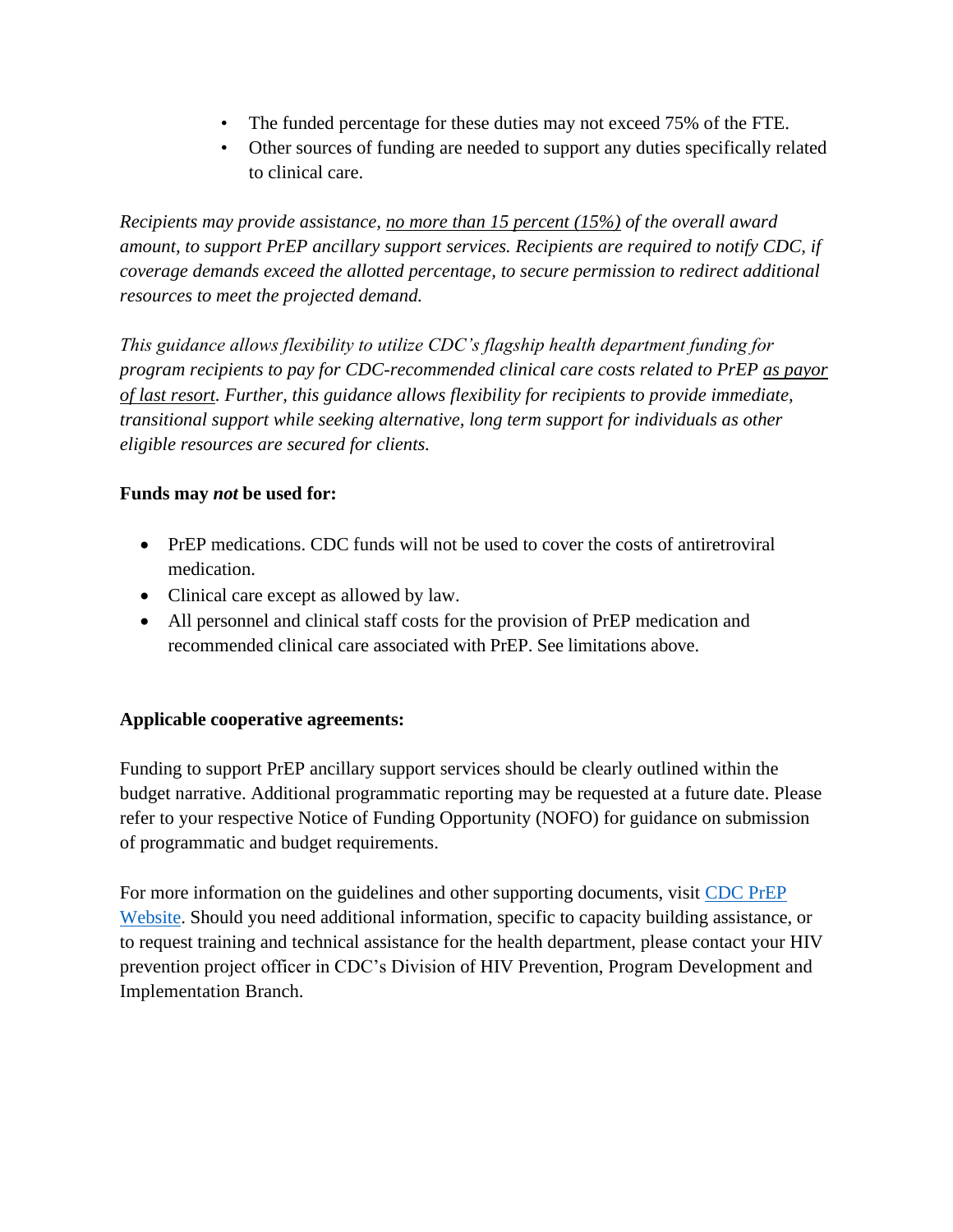- The funded percentage for these duties may not exceed 75% of the FTE.
- Other sources of funding are needed to support any duties specifically related to clinical care.

*Recipients may provide assistance, no more than 15 percent (15%) of the overall award amount, to support PrEP ancillary support services. Recipients are required to notify CDC, if coverage demands exceed the allotted percentage, to secure permission to redirect additional resources to meet the projected demand.*

*This guidance allows flexibility to utilize CDC's flagship health department funding for program recipients to pay for CDC-recommended clinical care costs related to PrEP as payor of last resort. Further, this guidance allows flexibility for recipients to provide immediate, transitional support while seeking alternative, long term support for individuals as other eligible resources are secured for clients.*

**Funds may *not* be used for:**

- PrEP medications. CDC funds will not be used to cover the costs of antiretroviral medication.
- Clinical care except as allowed by law.
- All personnel and clinical staff costs for the provision of PrEP medication and recommended clinical care associated with PrEP. See limitations above.

**Applicable cooperative agreements:**

Funding to support PrEP ancillary support services should be clearly outlined within the budget narrative. Additional programmatic reporting may be requested at a future date. Please refer to your respective Notice of Funding Opportunity (NOFO) for guidance on submission of programmatic and budget requirements.

For more information on the guidelines and other supporting documents, visit CDC PrEP Website. Should you need additional information, specific to capacity building assistance, or to request training and technical assistance for the health department, please contact your HIV prevention project officer in CDC's Division of HIV Prevention, Program Development and Implementation Branch.